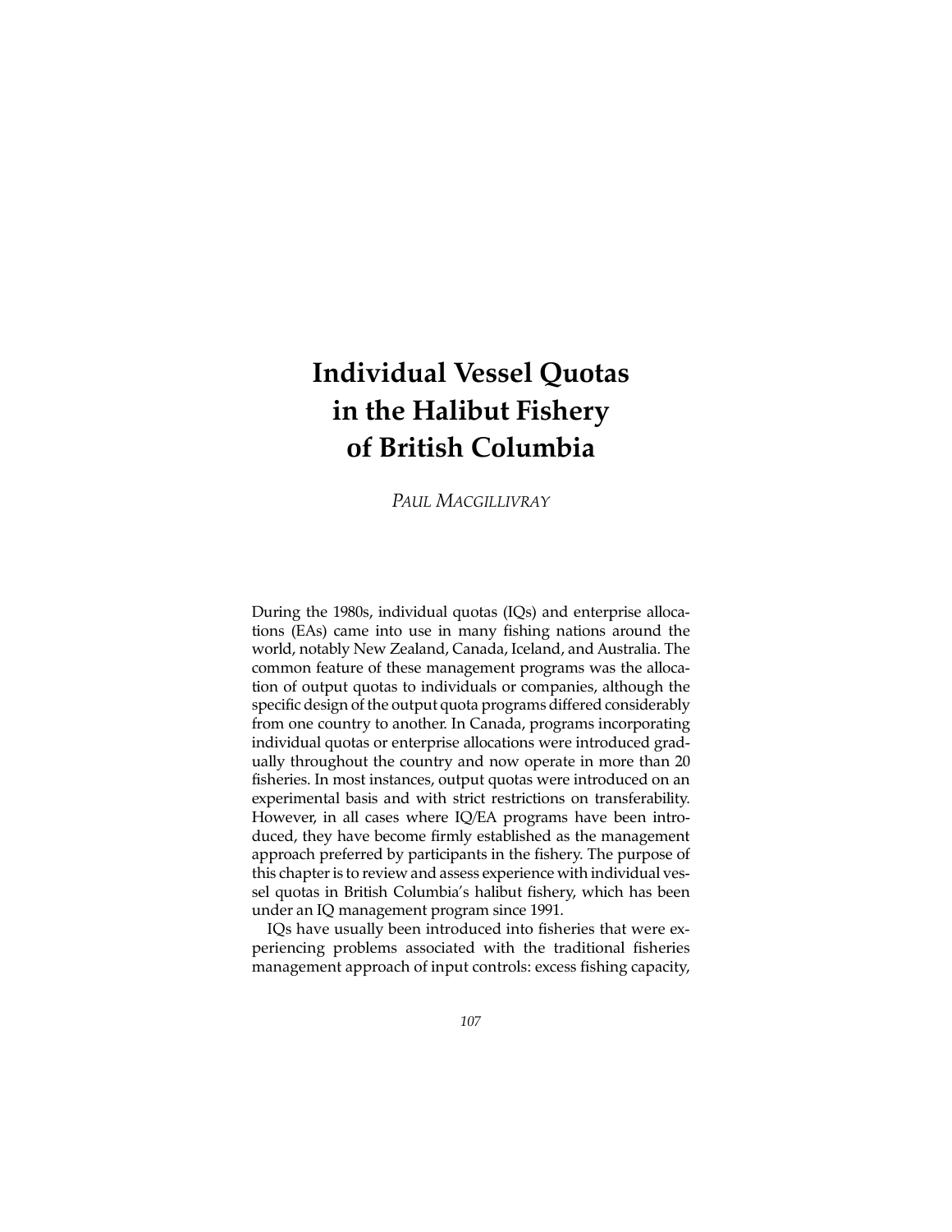# Individual Vessel Quotas in the Halibut Fishery of British Columbia

*Paul Macgillivray*

During the 1980s, individual quotas (IQs) and enterprise allocations (EAs) came into use in many fishing nations around the world, notably New Zealand, Canada, Iceland, and Australia. The common feature of these management programs was the allocation of output quotas to individuals or companies, although the specific design of the output quota programs differed considerably from one country to another. In Canada, programs incorporating individual quotas or enterprise allocations were introduced gradually throughout the country and now operate in more than 20 fisheries. In most instances, output quotas were introduced on an experimental basis and with strict restrictions on transferability. However, in all cases where IQ/EA programs have been introduced, they have become firmly established as the management approach preferred by participants in the fishery. The purpose of this chapter is to review and assess experience with individual vessel quotas in British Columbia's halibut fishery, which has been under an IQ management program since 1991.

IQs have usually been introduced into fisheries that were experiencing problems associated with the traditional fisheries management approach of input controls: excess fishing capacity,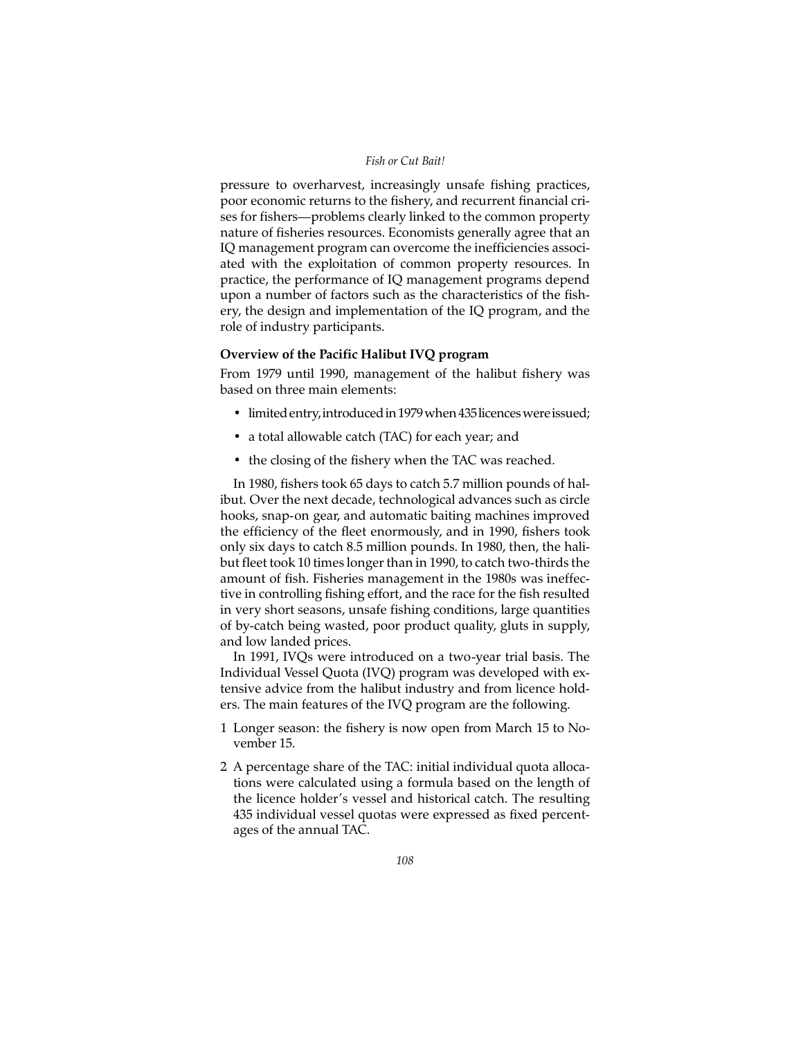pressure to overharvest, increasingly unsafe fishing practices, poor economic returns to the fishery, and recurrent financial crises for fishers—problems clearly linked to the common property nature of fisheries resources. Economists generally agree that an IQ management program can overcome the inefficiencies associated with the exploitation of common property resources. In practice, the performance of IQ management programs depend upon a number of factors such as the characteristics of the fishery, the design and implementation of the IQ program, and the role of industry participants.

### Overview of the Pacific Halibut IVQ program

From 1979 until 1990, management of the halibut fishery was based on three main elements:

- limited entry, introduced in 1979 when 435 licences were issued;
- a total allowable catch (TAC) for each year; and
- the closing of the fishery when the TAC was reached.

In 1980, fishers took 65 days to catch 5.7 million pounds of halibut. Over the next decade, technological advances such as circle hooks, snap-on gear, and automatic baiting machines improved the efficiency of the fleet enormously, and in 1990, fishers took only six days to catch 8.5 million pounds. In 1980, then, the halibut fleet took 10 times longer than in 1990, to catch two-thirds the amount of fish. Fisheries management in the 1980s was ineffective in controlling fishing effort, and the race for the fish resulted in very short seasons, unsafe fishing conditions, large quantities of by-catch being wasted, poor product quality, gluts in supply, and low landed prices.

In 1991, IVQs were introduced on a two-year trial basis. The Individual Vessel Quota (IVQ) program was developed with extensive advice from the halibut industry and from licence holders. The main features of the IVQ program are the following.

1. Longer season: the fishery is now open from March 15 to November 15.
2. A percentage share of the TAC: initial individual quota allocations were calculated using a formula based on the length of the licence holder's vessel and historical catch. The resulting 435 individual vessel quotas were expressed as fixed percentages of the annual TAC.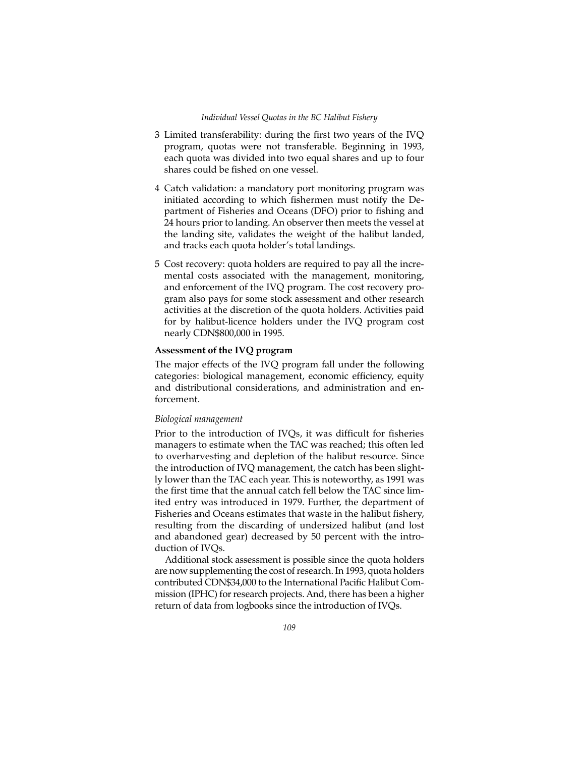3 Limited transferability: during the first two years of the IVQ program, quotas were not transferable. Beginning in 1993, each quota was divided into two equal shares and up to four shares could be fished on one vessel.

4 Catch validation: a mandatory port monitoring program was initiated according to which fishermen must notify the Department of Fisheries and Oceans (DFO) prior to fishing and 24 hours prior to landing. An observer then meets the vessel at the landing site, validates the weight of the halibut landed, and tracks each quota holder's total landings.

5 Cost recovery: quota holders are required to pay all the incremental costs associated with the management, monitoring, and enforcement of the IVQ program. The cost recovery program also pays for some stock assessment and other research activities at the discretion of the quota holders. Activities paid for by halibut-licence holders under the IVQ program cost nearly CDN$800,000 in 1995.

**Assessment of the IVQ program**

The major effects of the IVQ program fall under the following categories: biological management, economic efficiency, equity and distributional considerations, and administration and enforcement.

*Biological management*

Prior to the introduction of IVQs, it was difficult for fisheries managers to estimate when the TAC was reached; this often led to overharvesting and depletion of the halibut resource. Since the introduction of IVQ management, the catch has been slightly lower than the TAC each year. This is noteworthy, as 1991 was the first time that the annual catch fell below the TAC since limited entry was introduced in 1979. Further, the department of Fisheries and Oceans estimates that waste in the halibut fishery, resulting from the discarding of undersized halibut (and lost and abandoned gear) decreased by 50 percent with the introduction of IVQs.

Additional stock assessment is possible since the quota holders are now supplementing the cost of research. In 1993, quota holders contributed CDN$34,000 to the International Pacific Halibut Commission (IPHC) for research projects. And, there has been a higher return of data from logbooks since the introduction of IVQs.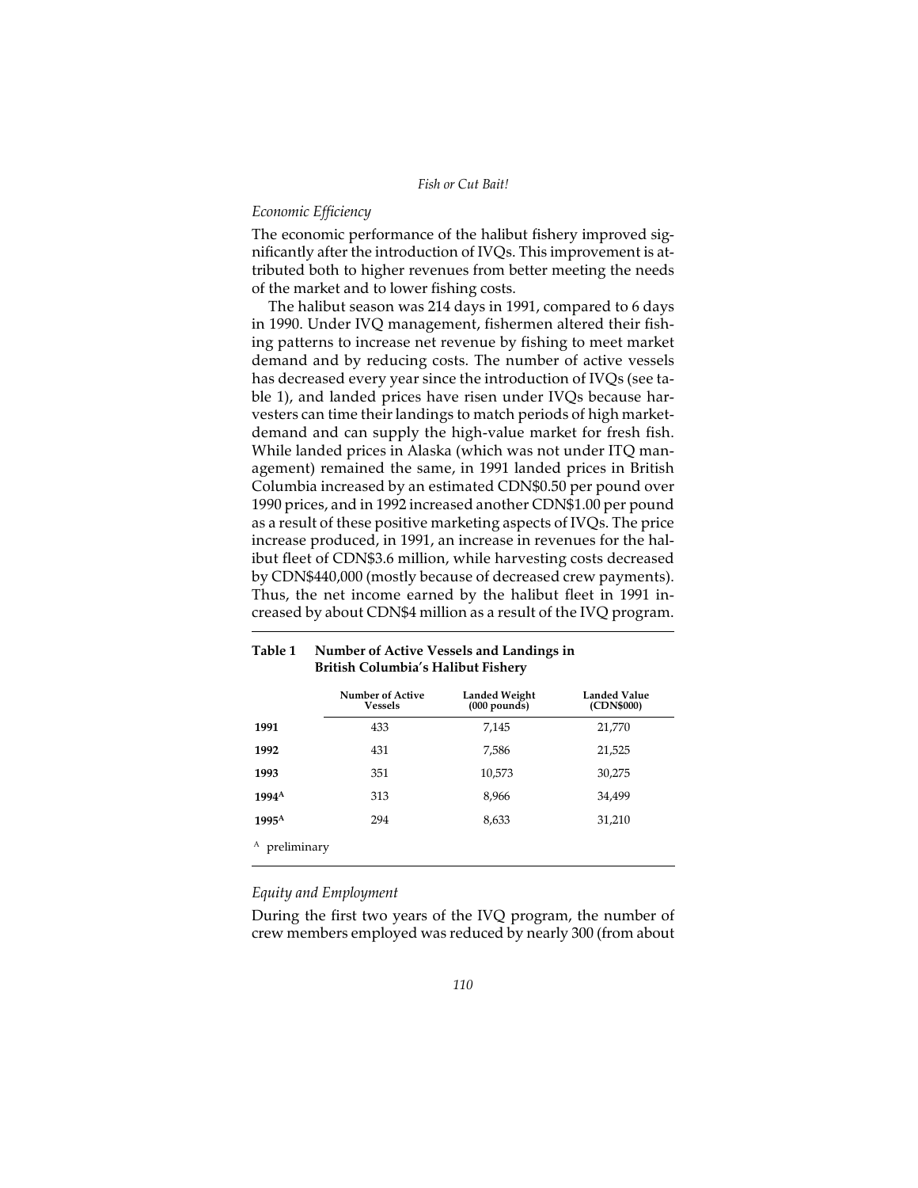### *Economic Efficiency*

The economic performance of the halibut fishery improved significantly after the introduction of IVQs. This improvement is attributed both to higher revenues from better meeting the needs of the market and to lower fishing costs.

The halibut season was 214 days in 1991, compared to 6 days in 1990. Under IVQ management, fishermen altered their fishing patterns to increase net revenue by fishing to meet market demand and by reducing costs. The number of active vessels has decreased every year since the introduction of IVQs (see table 1), and landed prices have risen under IVQs because harvesters can time their landings to match periods of high market-demand and can supply the high-value market for fresh fish. While landed prices in Alaska (which was not under ITQ management) remained the same, in 1991 landed prices in British Columbia increased by an estimated CDN$0.50 per pound over 1990 prices, and in 1992 increased another CDN$1.00 per pound as a result of these positive marketing aspects of IVQs. The price increase produced, in 1991, an increase in revenues for the halibut fleet of CDN$3.6 million, while harvesting costs decreased by CDN$440,000 (mostly because of decreased crew payments). Thus, the net income earned by the halibut fleet in 1991 increased by about CDN$4 million as a result of the IVQ program.

**Table 1 Number of Active Vessels and Landings in British Columbia's Halibut Fishery**

| | Number of Active Vessels | Landed Weight (000 pounds) | Landed Value (CDN$000) |
|---|---|---|---|
| **1991** | 433 | 7,145 | 21,770 |
| **1992** | 431 | 7,586 | 21,525 |
| **1993** | 351 | 10,573 | 30,275 |
| **1994[A]** | 313 | 8,966 | 34,499 |
| **1995[A]** | 294 | 8,633 | 31,210 |

[A] preliminary

### *Equity and Employment*

During the first two years of the IVQ program, the number of crew members employed was reduced by nearly 300 (from about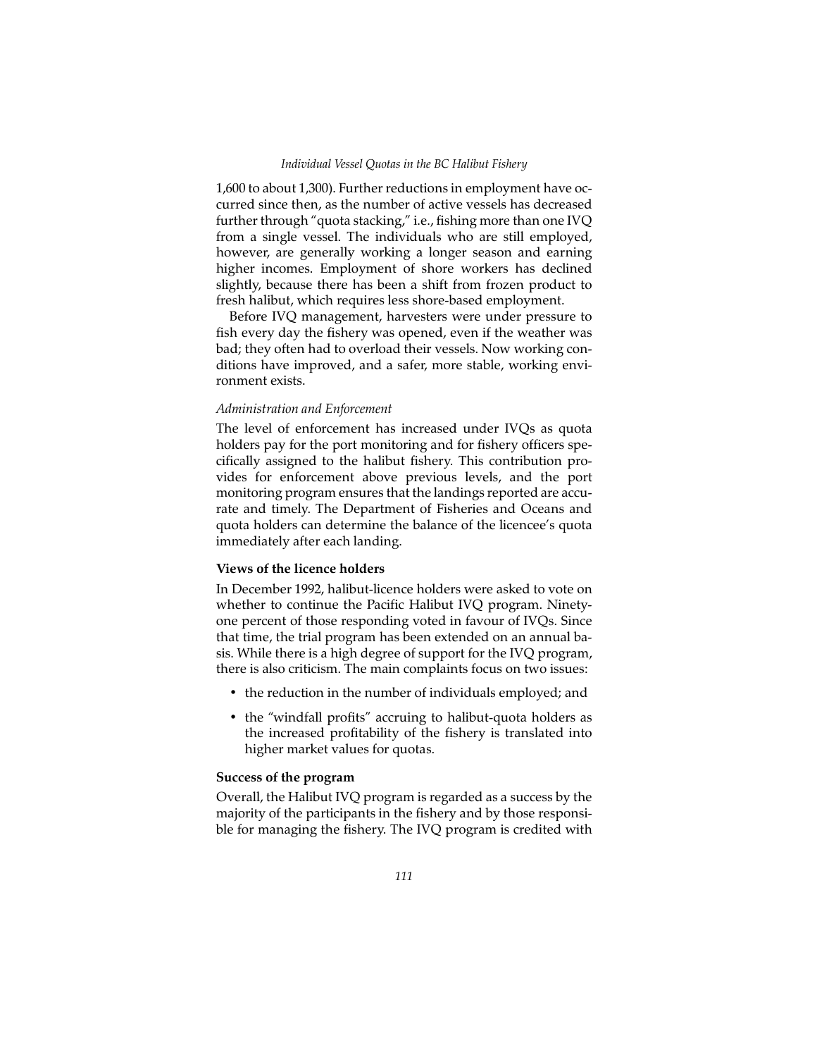1,600 to about 1,300). Further reductions in employment have occurred since then, as the number of active vessels has decreased further through "quota stacking," i.e., fishing more than one IVQ from a single vessel. The individuals who are still employed, however, are generally working a longer season and earning higher incomes. Employment of shore workers has declined slightly, because there has been a shift from frozen product to fresh halibut, which requires less shore-based employment.

Before IVQ management, harvesters were under pressure to fish every day the fishery was opened, even if the weather was bad; they often had to overload their vessels. Now working conditions have improved, and a safer, more stable, working environment exists.

*Administration and Enforcement*

The level of enforcement has increased under IVQs as quota holders pay for the port monitoring and for fishery officers specifically assigned to the halibut fishery. This contribution provides for enforcement above previous levels, and the port monitoring program ensures that the landings reported are accurate and timely. The Department of Fisheries and Oceans and quota holders can determine the balance of the licencee's quota immediately after each landing.

**Views of the licence holders**

In December 1992, halibut-licence holders were asked to vote on whether to continue the Pacific Halibut IVQ program. Ninety-one percent of those responding voted in favour of IVQs. Since that time, the trial program has been extended on an annual basis. While there is a high degree of support for the IVQ program, there is also criticism. The main complaints focus on two issues:

- the reduction in the number of individuals employed; and
- the "windfall profits" accruing to halibut-quota holders as the increased profitability of the fishery is translated into higher market values for quotas.

**Success of the program**

Overall, the Halibut IVQ program is regarded as a success by the majority of the participants in the fishery and by those responsible for managing the fishery. The IVQ program is credited with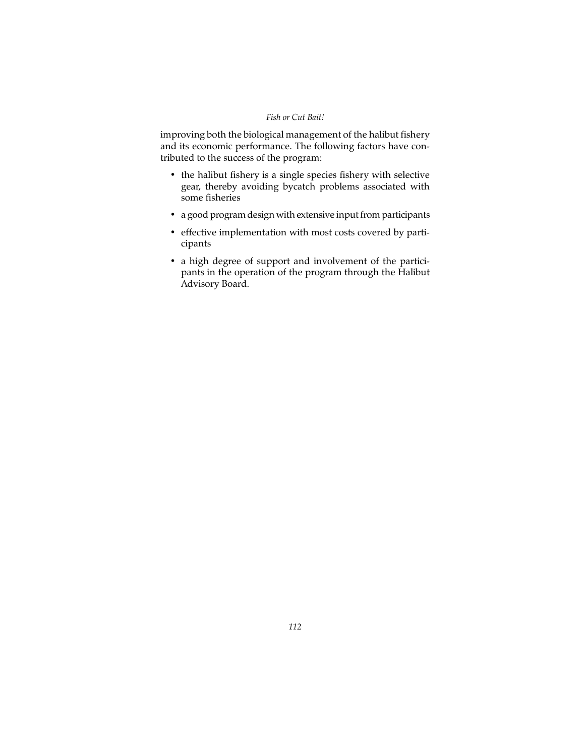improving both the biological management of the halibut fishery and its economic performance. The following factors have contributed to the success of the program:

- the halibut fishery is a single species fishery with selective gear, thereby avoiding bycatch problems associated with some fisheries
- a good program design with extensive input from participants
- effective implementation with most costs covered by participants
- a high degree of support and involvement of the participants in the operation of the program through the Halibut Advisory Board.